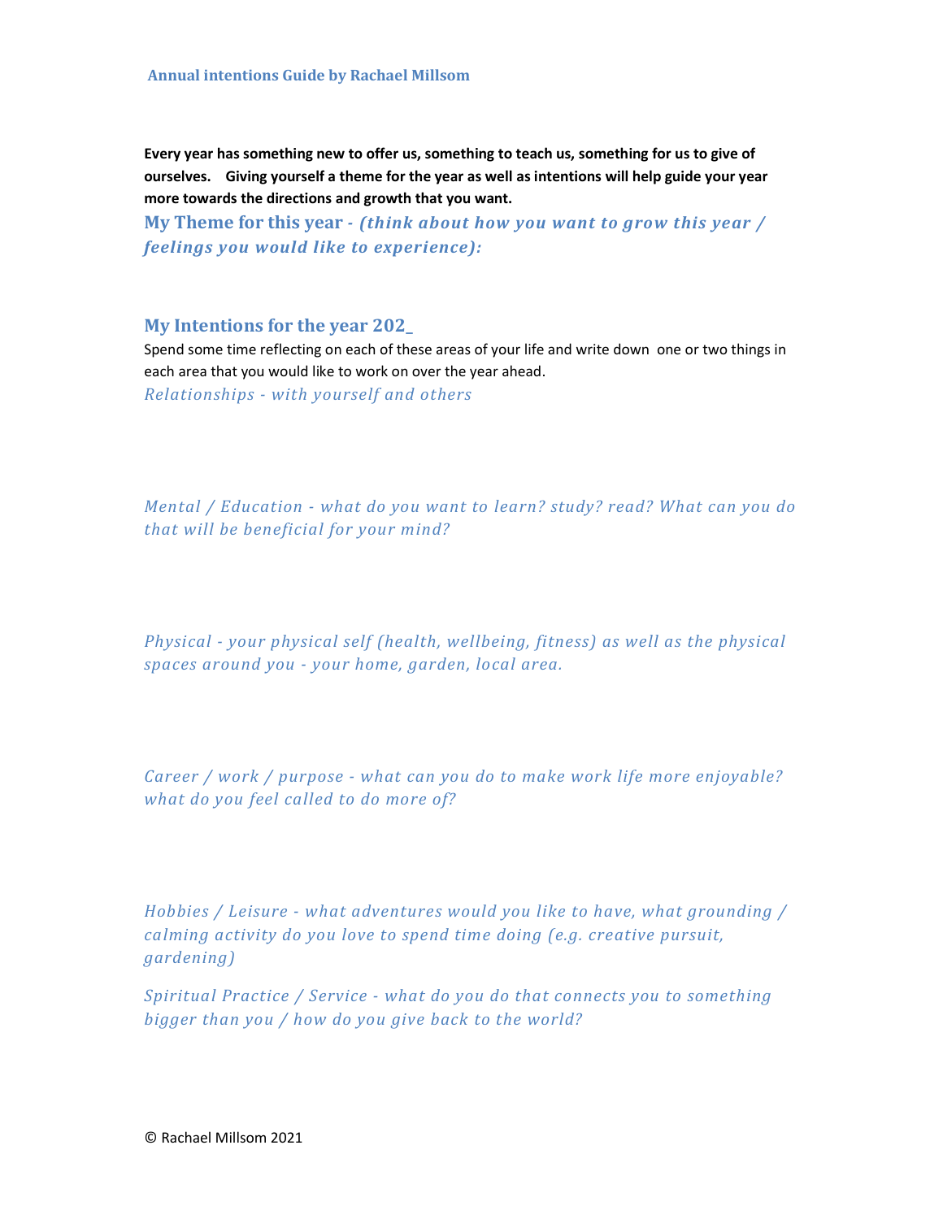**Annual intentions Guide by Rachael Millsom**

**Every year has something new to offer us, something to teach us, something for us to give of ourselves. Giving yourself a theme for the year as well as intentions will help guide your year more towards the directions and growth that you want.**

## My Theme for this year - *(think about how you want to grow this year / feelings you would like to experience):*

## My Intentions for the year 202_

Spend some time reflecting on each of these areas of your life and write down one or two things in each area that you would like to work on over the year ahead.

*Relationships - with yourself and others*

*Mental / Education - what do you want to learn? study? read? What can you do that will be beneficial for your mind?*

*Physical - your physical self (health, wellbeing, fitness) as well as the physical spaces around you - your home, garden, local area.*

*Career / work / purpose - what can you do to make work life more enjoyable? what do you feel called to do more of?*

*Hobbies / Leisure - what adventures would you like to have, what grounding / calming activity do you love to spend time doing (e.g. creative pursuit, gardening)*

*Spiritual Practice / Service - what do you do that connects you to something bigger than you / how do you give back to the world?*

© Rachael Millsom 2021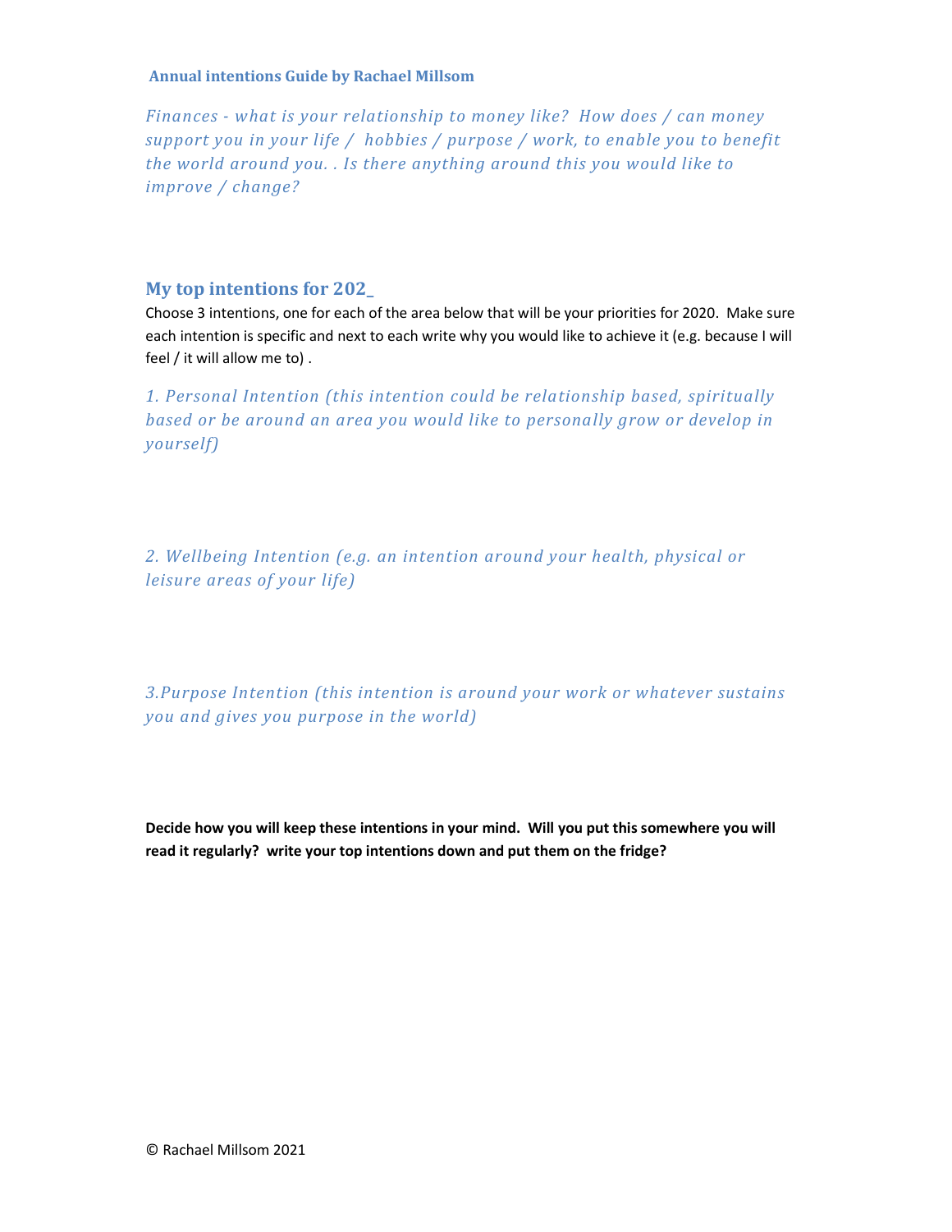**Annual intentions Guide by Rachael Millsom**

*Finances - what is your relationship to money like? How does / can money support you in your life / hobbies / purpose / work, to enable you to benefit the world around you. . Is there anything around this you would like to improve / change?*

## My top intentions for 202_

Choose 3 intentions, one for each of the area below that will be your priorities for 2020. Make sure each intention is specific and next to each write why you would like to achieve it (e.g. because I will feel / it will allow me to) .

*1. Personal Intention (this intention could be relationship based, spiritually based or be around an area you would like to personally grow or develop in yourself)*

*2. Wellbeing Intention (e.g. an intention around your health, physical or leisure areas of your life)*

*3.Purpose Intention (this intention is around your work or whatever sustains you and gives you purpose in the world)*

**Decide how you will keep these intentions in your mind. Will you put this somewhere you will read it regularly? write your top intentions down and put them on the fridge?**

© Rachael Millsom 2021